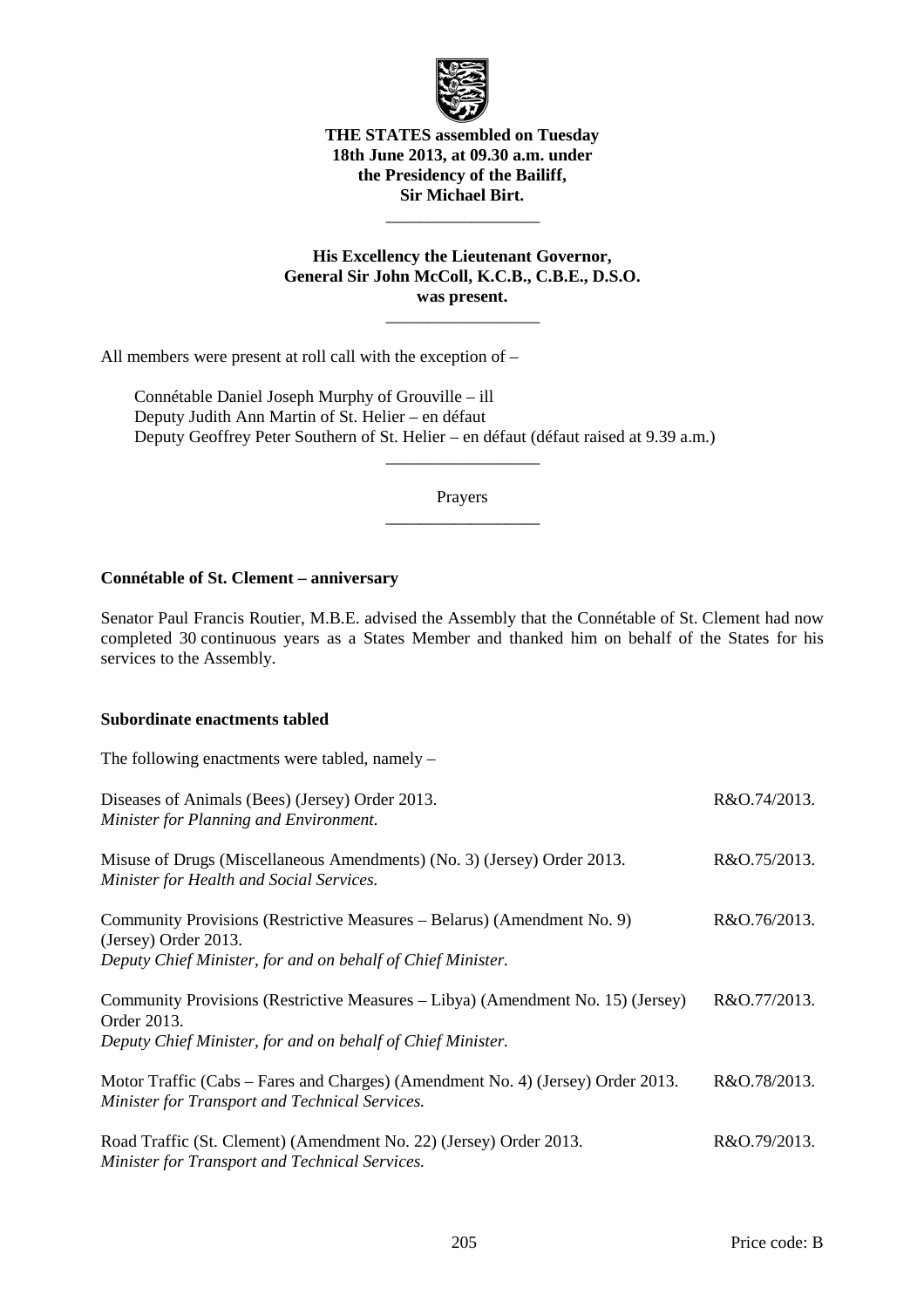**THE STATES assembled on Tuesday 18th June 2013, at 09.30 a.m. under the Presidency of the Bailiff, Sir Michael Birt.**

\_\_\_\_\_\_\_\_\_\_\_\_\_\_\_\_\_\_

**His Excellency the Lieutenant Governor, General Sir John McColl, K.C.B., C.B.E., D.S.O. was present.**

\_\_\_\_\_\_\_\_\_\_\_\_\_\_\_\_\_\_

All members were present at roll call with the exception of –

Connétable Daniel Joseph Murphy of Grouville – ill
Deputy Judith Ann Martin of St. Helier – en défaut
Deputy Geoffrey Peter Southern of St. Helier – en défaut (défaut raised at 9.39 a.m.)

\_\_\_\_\_\_\_\_\_\_\_\_\_\_\_\_\_\_

Prayers

\_\_\_\_\_\_\_\_\_\_\_\_\_\_\_\_\_\_

**Connétable of St. Clement – anniversary**

Senator Paul Francis Routier, M.B.E. advised the Assembly that the Connétable of St. Clement had now completed 30 continuous years as a States Member and thanked him on behalf of the States for his services to the Assembly.

**Subordinate enactments tabled**

The following enactments were tabled, namely –

| | |
|---|---|
| Diseases of Animals (Bees) (Jersey) Order 2013.<br>*Minister for Planning and Environment.* | R&O.74/2013. |
| Misuse of Drugs (Miscellaneous Amendments) (No. 3) (Jersey) Order 2013.<br>*Minister for Health and Social Services.* | R&O.75/2013. |
| Community Provisions (Restrictive Measures – Belarus) (Amendment No. 9) (Jersey) Order 2013.<br>*Deputy Chief Minister, for and on behalf of Chief Minister.* | R&O.76/2013. |
| Community Provisions (Restrictive Measures – Libya) (Amendment No. 15) (Jersey) Order 2013.<br>*Deputy Chief Minister, for and on behalf of Chief Minister.* | R&O.77/2013. |
| Motor Traffic (Cabs – Fares and Charges) (Amendment No. 4) (Jersey) Order 2013.<br>*Minister for Transport and Technical Services.* | R&O.78/2013. |
| Road Traffic (St. Clement) (Amendment No. 22) (Jersey) Order 2013.<br>*Minister for Transport and Technical Services.* | R&O.79/2013. |

Price code: B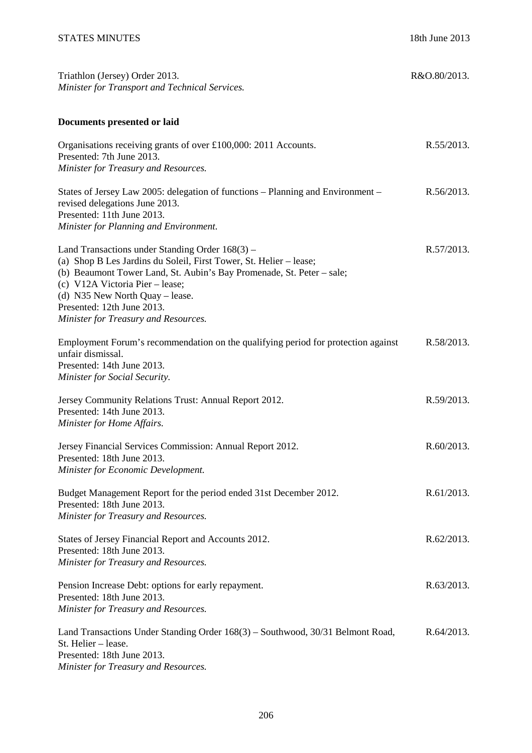Triathlon (Jersey) Order 2013.
*Minister for Transport and Technical Services.* R&O.80/2013.

**Documents presented or laid**

Organisations receiving grants of over £100,000: 2011 Accounts. R.55/2013.
Presented: 7th June 2013.
*Minister for Treasury and Resources.*

States of Jersey Law 2005: delegation of functions – Planning and Environment – revised delegations June 2013. R.56/2013.
Presented: 11th June 2013.
*Minister for Planning and Environment.*

Land Transactions under Standing Order 168(3) – R.57/2013.
(a) Shop B Les Jardins du Soleil, First Tower, St. Helier – lease;
(b) Beaumont Tower Land, St. Aubin's Bay Promenade, St. Peter – sale;
(c) V12A Victoria Pier – lease;
(d) N35 New North Quay – lease.
Presented: 12th June 2013.
*Minister for Treasury and Resources.*

Employment Forum's recommendation on the qualifying period for protection against unfair dismissal. R.58/2013.
Presented: 14th June 2013.
*Minister for Social Security.*

Jersey Community Relations Trust: Annual Report 2012. R.59/2013.
Presented: 14th June 2013.
*Minister for Home Affairs.*

Jersey Financial Services Commission: Annual Report 2012. R.60/2013.
Presented: 18th June 2013.
*Minister for Economic Development.*

Budget Management Report for the period ended 31st December 2012. R.61/2013.
Presented: 18th June 2013.
*Minister for Treasury and Resources.*

States of Jersey Financial Report and Accounts 2012. R.62/2013.
Presented: 18th June 2013.
*Minister for Treasury and Resources.*

Pension Increase Debt: options for early repayment. R.63/2013.
Presented: 18th June 2013.
*Minister for Treasury and Resources.*

Land Transactions Under Standing Order 168(3) – Southwood, 30/31 Belmont Road, St. Helier – lease. R.64/2013.
Presented: 18th June 2013.
*Minister for Treasury and Resources.*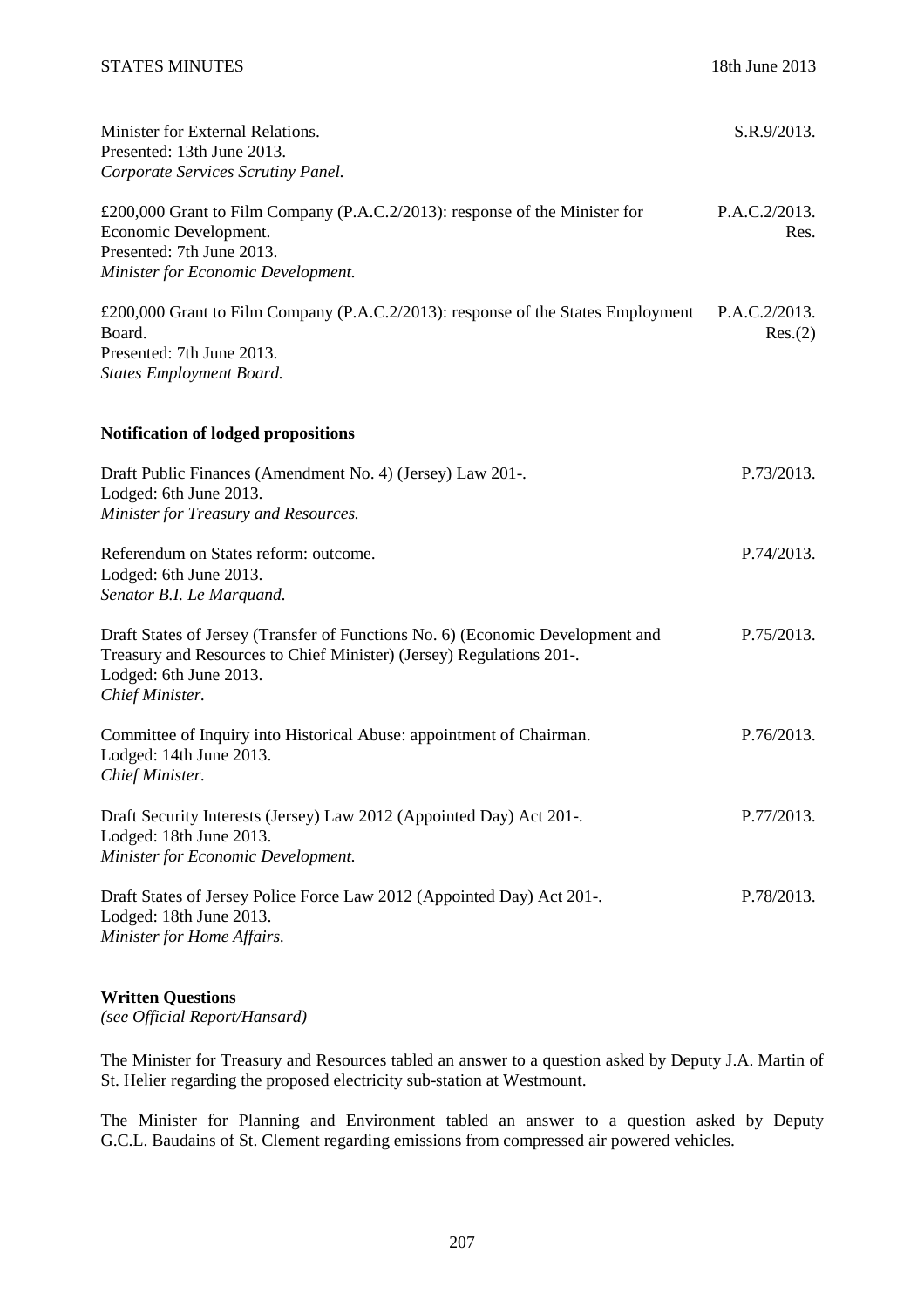Minister for External Relations. S.R.9/2013.
Presented: 13th June 2013.
*Corporate Services Scrutiny Panel.*

£200,000 Grant to Film Company (P.A.C.2/2013): response of the Minister for Economic Development. P.A.C.2/2013. Res.
Presented: 7th June 2013.
*Minister for Economic Development.*

£200,000 Grant to Film Company (P.A.C.2/2013): response of the States Employment Board. P.A.C.2/2013. Res.(2)
Presented: 7th June 2013.
*States Employment Board.*

**Notification of lodged propositions**

Draft Public Finances (Amendment No. 4) (Jersey) Law 201-. P.73/2013.
Lodged: 6th June 2013.
*Minister for Treasury and Resources.*

Referendum on States reform: outcome. P.74/2013.
Lodged: 6th June 2013.
*Senator B.I. Le Marquand.*

Draft States of Jersey (Transfer of Functions No. 6) (Economic Development and Treasury and Resources to Chief Minister) (Jersey) Regulations 201-. P.75/2013.
Lodged: 6th June 2013.
*Chief Minister.*

Committee of Inquiry into Historical Abuse: appointment of Chairman. P.76/2013.
Lodged: 14th June 2013.
*Chief Minister.*

Draft Security Interests (Jersey) Law 2012 (Appointed Day) Act 201-. P.77/2013.
Lodged: 18th June 2013.
*Minister for Economic Development.*

Draft States of Jersey Police Force Law 2012 (Appointed Day) Act 201-. P.78/2013.
Lodged: 18th June 2013.
*Minister for Home Affairs.*

**Written Questions**
*(see Official Report/Hansard)*

The Minister for Treasury and Resources tabled an answer to a question asked by Deputy J.A. Martin of St. Helier regarding the proposed electricity sub-station at Westmount.

The Minister for Planning and Environment tabled an answer to a question asked by Deputy G.C.L. Baudains of St. Clement regarding emissions from compressed air powered vehicles.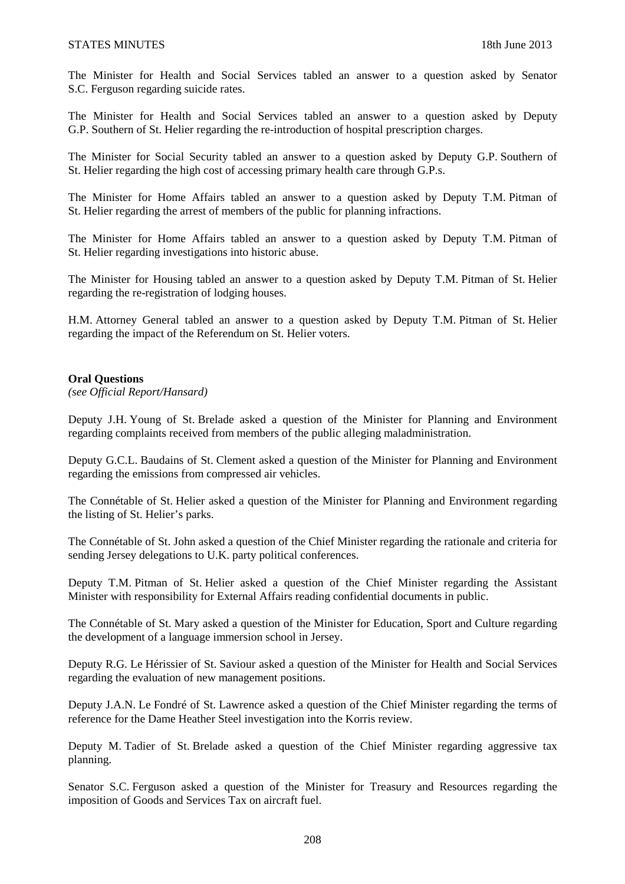The Minister for Health and Social Services tabled an answer to a question asked by Senator S.C. Ferguson regarding suicide rates.

The Minister for Health and Social Services tabled an answer to a question asked by Deputy G.P. Southern of St. Helier regarding the re-introduction of hospital prescription charges.

The Minister for Social Security tabled an answer to a question asked by Deputy G.P. Southern of St. Helier regarding the high cost of accessing primary health care through G.P.s.

The Minister for Home Affairs tabled an answer to a question asked by Deputy T.M. Pitman of St. Helier regarding the arrest of members of the public for planning infractions.

The Minister for Home Affairs tabled an answer to a question asked by Deputy T.M. Pitman of St. Helier regarding investigations into historic abuse.

The Minister for Housing tabled an answer to a question asked by Deputy T.M. Pitman of St. Helier regarding the re-registration of lodging houses.

H.M. Attorney General tabled an answer to a question asked by Deputy T.M. Pitman of St. Helier regarding the impact of the Referendum on St. Helier voters.

**Oral Questions**
*(see Official Report/Hansard)*

Deputy J.H. Young of St. Brelade asked a question of the Minister for Planning and Environment regarding complaints received from members of the public alleging maladministration.

Deputy G.C.L. Baudains of St. Clement asked a question of the Minister for Planning and Environment regarding the emissions from compressed air vehicles.

The Connétable of St. Helier asked a question of the Minister for Planning and Environment regarding the listing of St. Helier's parks.

The Connétable of St. John asked a question of the Chief Minister regarding the rationale and criteria for sending Jersey delegations to U.K. party political conferences.

Deputy T.M. Pitman of St. Helier asked a question of the Chief Minister regarding the Assistant Minister with responsibility for External Affairs reading confidential documents in public.

The Connétable of St. Mary asked a question of the Minister for Education, Sport and Culture regarding the development of a language immersion school in Jersey.

Deputy R.G. Le Hérissier of St. Saviour asked a question of the Minister for Health and Social Services regarding the evaluation of new management positions.

Deputy J.A.N. Le Fondré of St. Lawrence asked a question of the Chief Minister regarding the terms of reference for the Dame Heather Steel investigation into the Korris review.

Deputy M. Tadier of St. Brelade asked a question of the Chief Minister regarding aggressive tax planning.

Senator S.C. Ferguson asked a question of the Minister for Treasury and Resources regarding the imposition of Goods and Services Tax on aircraft fuel.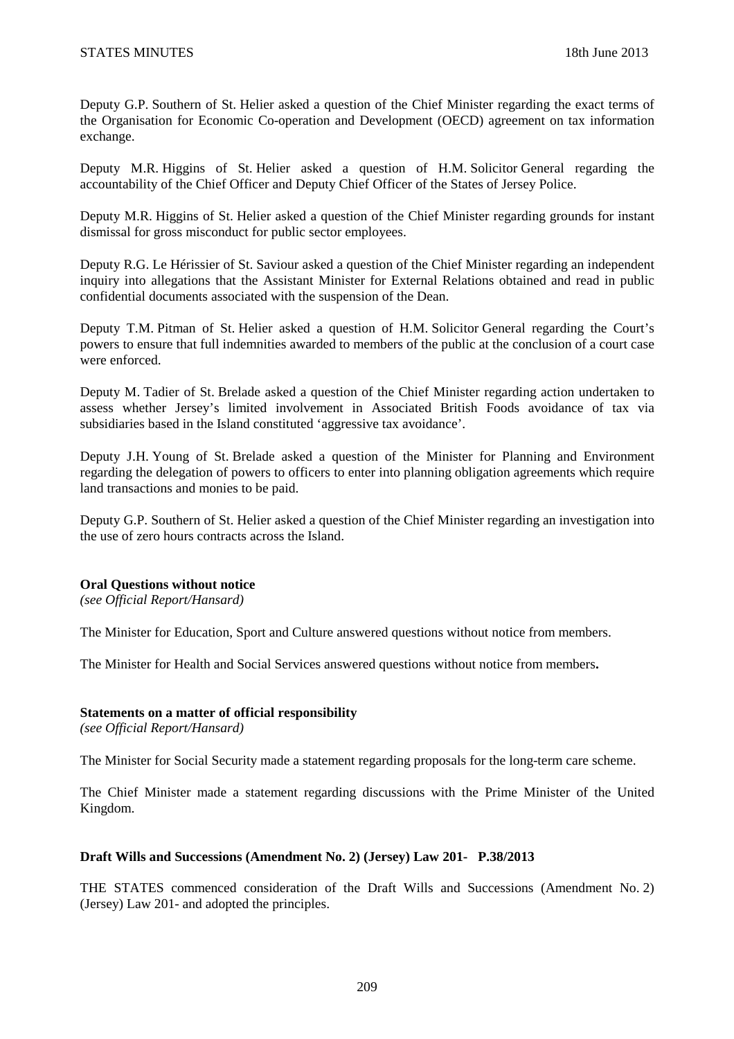Deputy G.P. Southern of St. Helier asked a question of the Chief Minister regarding the exact terms of the Organisation for Economic Co-operation and Development (OECD) agreement on tax information exchange.

Deputy M.R. Higgins of St. Helier asked a question of H.M. Solicitor General regarding the accountability of the Chief Officer and Deputy Chief Officer of the States of Jersey Police.

Deputy M.R. Higgins of St. Helier asked a question of the Chief Minister regarding grounds for instant dismissal for gross misconduct for public sector employees.

Deputy R.G. Le Hérissier of St. Saviour asked a question of the Chief Minister regarding an independent inquiry into allegations that the Assistant Minister for External Relations obtained and read in public confidential documents associated with the suspension of the Dean.

Deputy T.M. Pitman of St. Helier asked a question of H.M. Solicitor General regarding the Court's powers to ensure that full indemnities awarded to members of the public at the conclusion of a court case were enforced.

Deputy M. Tadier of St. Brelade asked a question of the Chief Minister regarding action undertaken to assess whether Jersey's limited involvement in Associated British Foods avoidance of tax via subsidiaries based in the Island constituted 'aggressive tax avoidance'.

Deputy J.H. Young of St. Brelade asked a question of the Minister for Planning and Environment regarding the delegation of powers to officers to enter into planning obligation agreements which require land transactions and monies to be paid.

Deputy G.P. Southern of St. Helier asked a question of the Chief Minister regarding an investigation into the use of zero hours contracts across the Island.

**Oral Questions without notice**
*(see Official Report/Hansard)*

The Minister for Education, Sport and Culture answered questions without notice from members.

The Minister for Health and Social Services answered questions without notice from members**.**

**Statements on a matter of official responsibility**
*(see Official Report/Hansard)*

The Minister for Social Security made a statement regarding proposals for the long-term care scheme.

The Chief Minister made a statement regarding discussions with the Prime Minister of the United Kingdom.

**Draft Wills and Successions (Amendment No. 2) (Jersey) Law 201- P.38/2013**

THE STATES commenced consideration of the Draft Wills and Successions (Amendment No. 2) (Jersey) Law 201- and adopted the principles.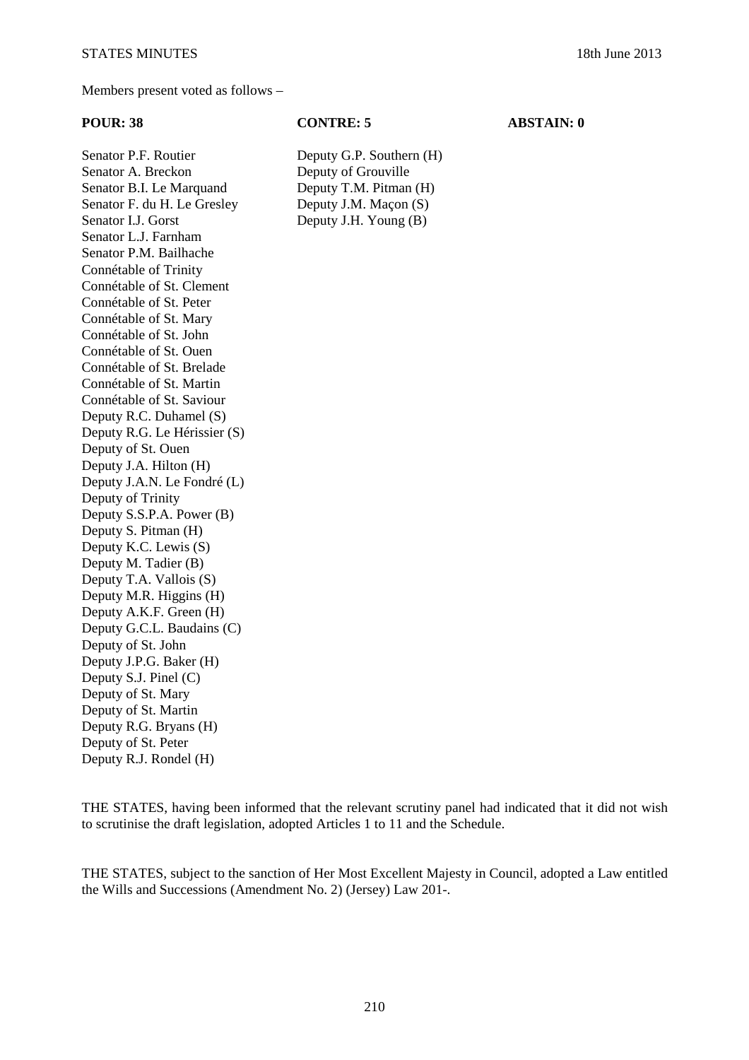Members present voted as follows –

| POUR: 38 | CONTRE: 5 | ABSTAIN: 0 |
|---|---|---|
| Senator P.F. Routier | Deputy G.P. Southern (H) | |
| Senator A. Breckon | Deputy of Grouville | |
| Senator B.I. Le Marquand | Deputy T.M. Pitman (H) | |
| Senator F. du H. Le Gresley | Deputy J.M. Maçon (S) | |
| Senator I.J. Gorst | Deputy J.H. Young (B) | |
| Senator L.J. Farnham | | |
| Senator P.M. Bailhache | | |
| Connétable of Trinity | | |
| Connétable of St. Clement | | |
| Connétable of St. Peter | | |
| Connétable of St. Mary | | |
| Connétable of St. John | | |
| Connétable of St. Ouen | | |
| Connétable of St. Brelade | | |
| Connétable of St. Martin | | |
| Connétable of St. Saviour | | |
| Deputy R.C. Duhamel (S) | | |
| Deputy R.G. Le Hérissier (S) | | |
| Deputy of St. Ouen | | |
| Deputy J.A. Hilton (H) | | |
| Deputy J.A.N. Le Fondré (L) | | |
| Deputy of Trinity | | |
| Deputy S.S.P.A. Power (B) | | |
| Deputy S. Pitman (H) | | |
| Deputy K.C. Lewis (S) | | |
| Deputy M. Tadier (B) | | |
| Deputy T.A. Vallois (S) | | |
| Deputy M.R. Higgins (H) | | |
| Deputy A.K.F. Green (H) | | |
| Deputy G.C.L. Baudains (C) | | |
| Deputy of St. John | | |
| Deputy J.P.G. Baker (H) | | |
| Deputy S.J. Pinel (C) | | |
| Deputy of St. Mary | | |
| Deputy of St. Martin | | |
| Deputy R.G. Bryans (H) | | |
| Deputy of St. Peter | | |
| Deputy R.J. Rondel (H) | | |

THE STATES, having been informed that the relevant scrutiny panel had indicated that it did not wish to scrutinise the draft legislation, adopted Articles 1 to 11 and the Schedule.

THE STATES, subject to the sanction of Her Most Excellent Majesty in Council, adopted a Law entitled the Wills and Successions (Amendment No. 2) (Jersey) Law 201-.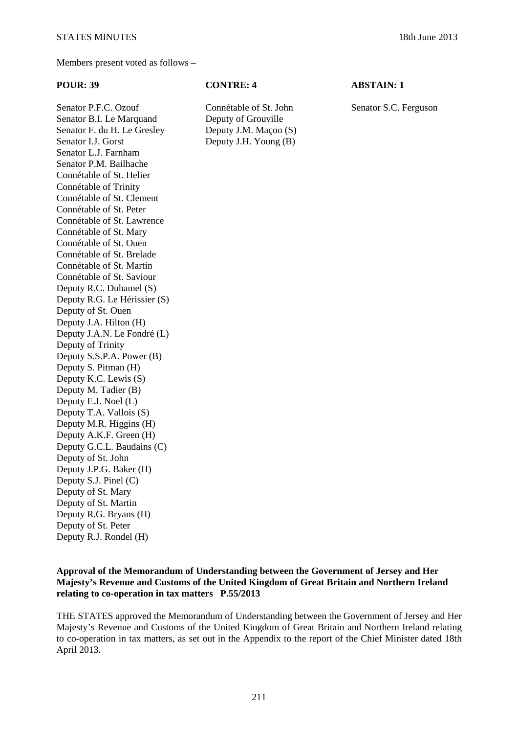Members present voted as follows –

| POUR: 39 | CONTRE: 4 | ABSTAIN: 1 |
| --- | --- | --- |
| Senator P.F.C. Ozouf | Connétable of St. John | Senator S.C. Ferguson |
| Senator B.I. Le Marquand | Deputy of Grouville | |
| Senator F. du H. Le Gresley | Deputy J.M. Maçon (S) | |
| Senator I.J. Gorst | Deputy J.H. Young (B) | |
| Senator L.J. Farnham | | |
| Senator P.M. Bailhache | | |
| Connétable of St. Helier | | |
| Connétable of Trinity | | |
| Connétable of St. Clement | | |
| Connétable of St. Peter | | |
| Connétable of St. Lawrence | | |
| Connétable of St. Mary | | |
| Connétable of St. Ouen | | |
| Connétable of St. Brelade | | |
| Connétable of St. Martin | | |
| Connétable of St. Saviour | | |
| Deputy R.C. Duhamel (S) | | |
| Deputy R.G. Le Hérissier (S) | | |
| Deputy of St. Ouen | | |
| Deputy J.A. Hilton (H) | | |
| Deputy J.A.N. Le Fondré (L) | | |
| Deputy of Trinity | | |
| Deputy S.S.P.A. Power (B) | | |
| Deputy S. Pitman (H) | | |
| Deputy K.C. Lewis (S) | | |
| Deputy M. Tadier (B) | | |
| Deputy E.J. Noel (L) | | |
| Deputy T.A. Vallois (S) | | |
| Deputy M.R. Higgins (H) | | |
| Deputy A.K.F. Green (H) | | |
| Deputy G.C.L. Baudains (C) | | |
| Deputy of St. John | | |
| Deputy J.P.G. Baker (H) | | |
| Deputy S.J. Pinel (C) | | |
| Deputy of St. Mary | | |
| Deputy of St. Martin | | |
| Deputy R.G. Bryans (H) | | |
| Deputy of St. Peter | | |
| Deputy R.J. Rondel (H) | | |

**Approval of the Memorandum of Understanding between the Government of Jersey and Her Majesty's Revenue and Customs of the United Kingdom of Great Britain and Northern Ireland relating to co-operation in tax matters P.55/2013**

THE STATES approved the Memorandum of Understanding between the Government of Jersey and Her Majesty's Revenue and Customs of the United Kingdom of Great Britain and Northern Ireland relating to co-operation in tax matters, as set out in the Appendix to the report of the Chief Minister dated 18th April 2013.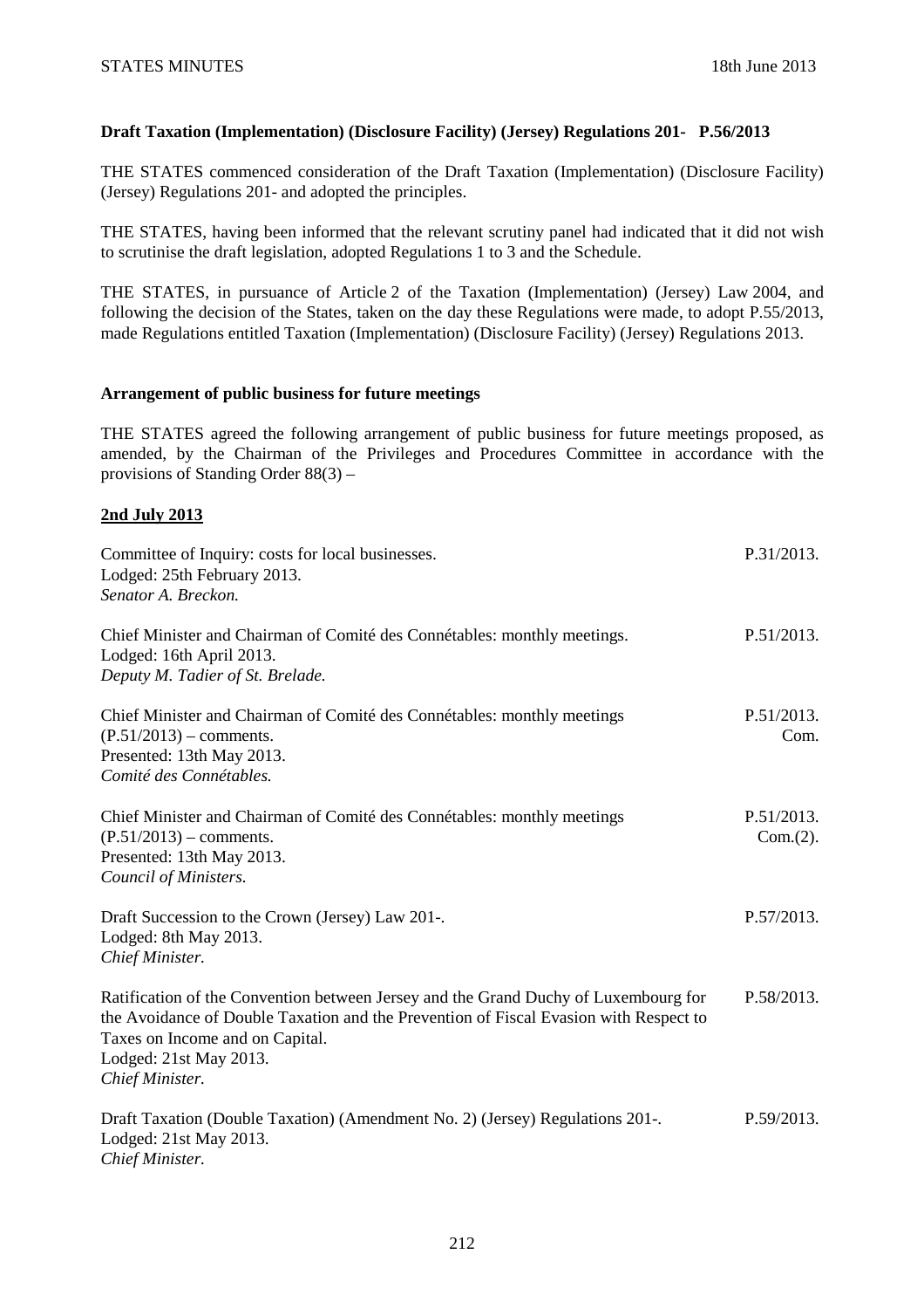**Draft Taxation (Implementation) (Disclosure Facility) (Jersey) Regulations 201- P.56/2013**

THE STATES commenced consideration of the Draft Taxation (Implementation) (Disclosure Facility) (Jersey) Regulations 201- and adopted the principles.

THE STATES, having been informed that the relevant scrutiny panel had indicated that it did not wish to scrutinise the draft legislation, adopted Regulations 1 to 3 and the Schedule.

THE STATES, in pursuance of Article 2 of the Taxation (Implementation) (Jersey) Law 2004, and following the decision of the States, taken on the day these Regulations were made, to adopt P.55/2013, made Regulations entitled Taxation (Implementation) (Disclosure Facility) (Jersey) Regulations 2013.

**Arrangement of public business for future meetings**

THE STATES agreed the following arrangement of public business for future meetings proposed, as amended, by the Chairman of the Privileges and Procedures Committee in accordance with the provisions of Standing Order 88(3) –

**2nd July 2013**

| | |
|---|---|
| Committee of Inquiry: costs for local businesses.<br>Lodged: 25th February 2013.<br>*Senator A. Breckon.* | P.31/2013. |
| Chief Minister and Chairman of Comité des Connétables: monthly meetings.<br>Lodged: 16th April 2013.<br>*Deputy M. Tadier of St. Brelade.* | P.51/2013. |
| Chief Minister and Chairman of Comité des Connétables: monthly meetings (P.51/2013) – comments.<br>Presented: 13th May 2013.<br>*Comité des Connétables.* | P.51/2013. Com. |
| Chief Minister and Chairman of Comité des Connétables: monthly meetings (P.51/2013) – comments.<br>Presented: 13th May 2013.<br>*Council of Ministers.* | P.51/2013. Com.(2). |
| Draft Succession to the Crown (Jersey) Law 201-.<br>Lodged: 8th May 2013.<br>*Chief Minister.* | P.57/2013. |
| Ratification of the Convention between Jersey and the Grand Duchy of Luxembourg for the Avoidance of Double Taxation and the Prevention of Fiscal Evasion with Respect to Taxes on Income and on Capital.<br>Lodged: 21st May 2013.<br>*Chief Minister.* | P.58/2013. |
| Draft Taxation (Double Taxation) (Amendment No. 2) (Jersey) Regulations 201-.<br>Lodged: 21st May 2013.<br>*Chief Minister.* | P.59/2013. |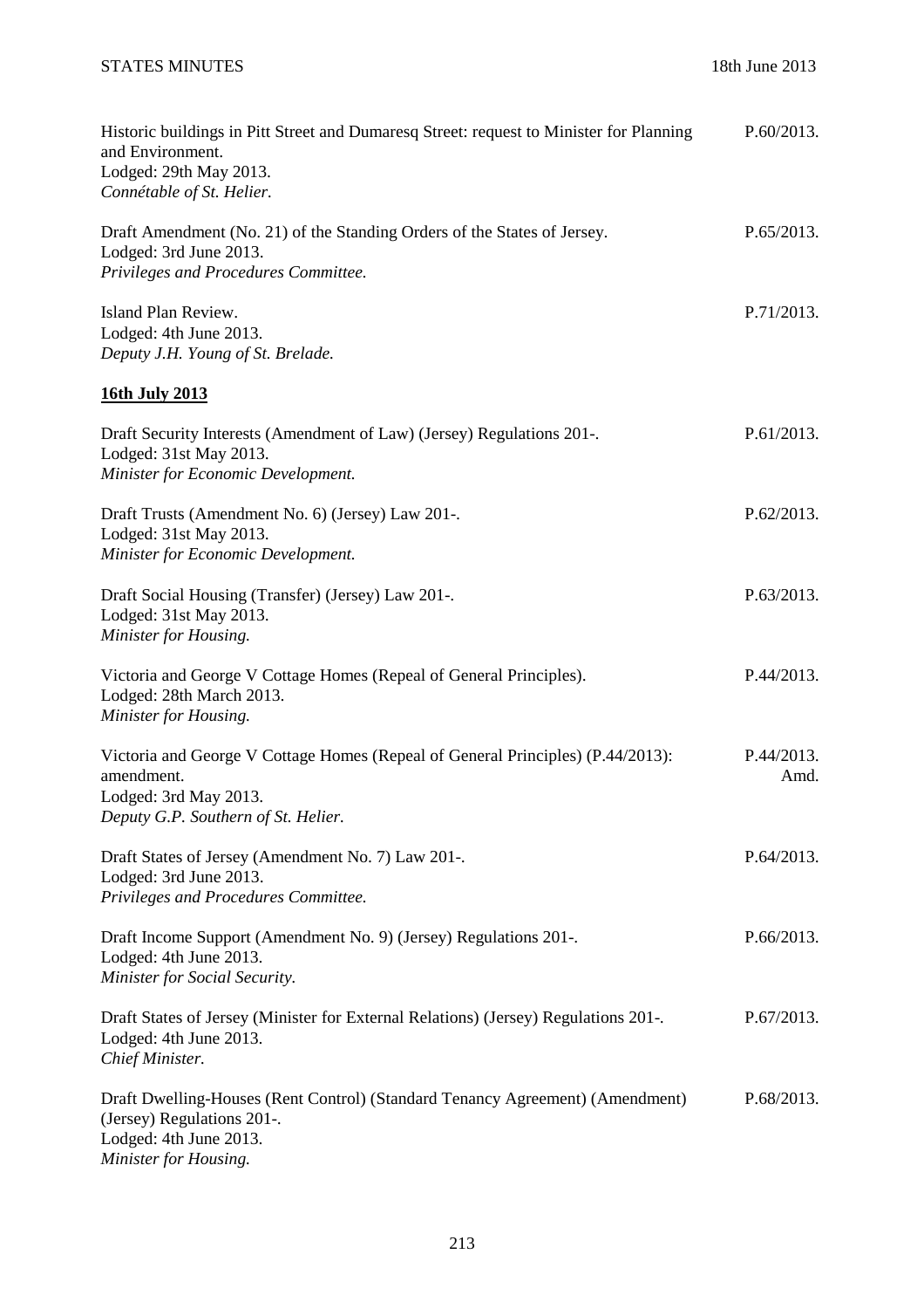Historic buildings in Pitt Street and Dumaresq Street: request to Minister for Planning and Environment. P.60/2013.
Lodged: 29th May 2013.
*Connétable of St. Helier.*

Draft Amendment (No. 21) of the Standing Orders of the States of Jersey. P.65/2013.
Lodged: 3rd June 2013.
*Privileges and Procedures Committee.*

Island Plan Review. P.71/2013.
Lodged: 4th June 2013.
*Deputy J.H. Young of St. Brelade.*

**16th July 2013**

Draft Security Interests (Amendment of Law) (Jersey) Regulations 201-. P.61/2013.
Lodged: 31st May 2013.
*Minister for Economic Development.*

Draft Trusts (Amendment No. 6) (Jersey) Law 201-. P.62/2013.
Lodged: 31st May 2013.
*Minister for Economic Development.*

Draft Social Housing (Transfer) (Jersey) Law 201-. P.63/2013.
Lodged: 31st May 2013.
*Minister for Housing.*

Victoria and George V Cottage Homes (Repeal of General Principles). P.44/2013.
Lodged: 28th March 2013.
*Minister for Housing.*

Victoria and George V Cottage Homes (Repeal of General Principles) (P.44/2013): amendment. P.44/2013. Amd.
Lodged: 3rd May 2013.
*Deputy G.P. Southern of St. Helier.*

Draft States of Jersey (Amendment No. 7) Law 201-. P.64/2013.
Lodged: 3rd June 2013.
*Privileges and Procedures Committee.*

Draft Income Support (Amendment No. 9) (Jersey) Regulations 201-. P.66/2013.
Lodged: 4th June 2013.
*Minister for Social Security.*

Draft States of Jersey (Minister for External Relations) (Jersey) Regulations 201-. P.67/2013.
Lodged: 4th June 2013.
*Chief Minister.*

Draft Dwelling-Houses (Rent Control) (Standard Tenancy Agreement) (Amendment) (Jersey) Regulations 201-. P.68/2013.
Lodged: 4th June 2013.
*Minister for Housing.*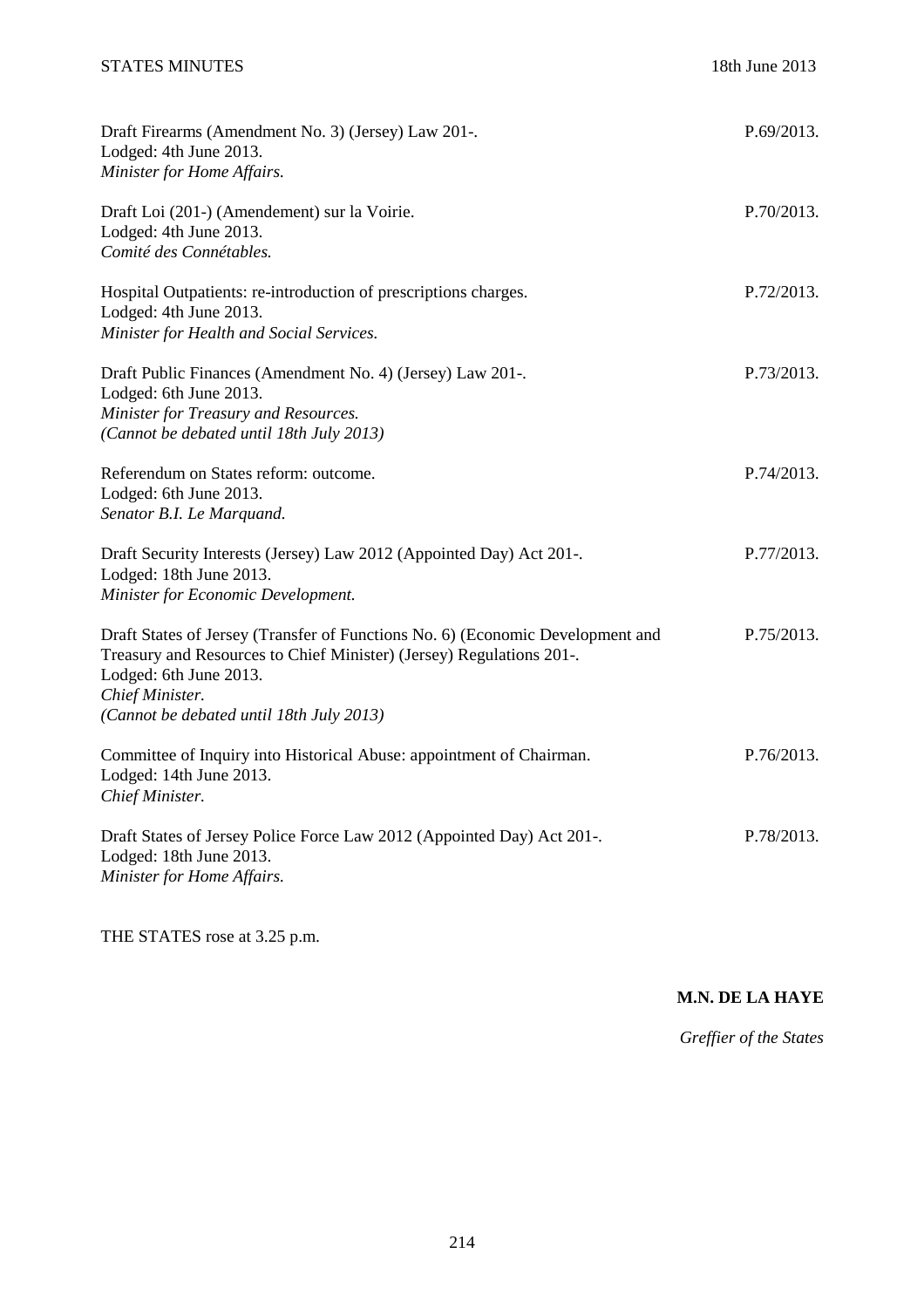Draft Firearms (Amendment No. 3) (Jersey) Law 201-. P.69/2013.
Lodged: 4th June 2013.
*Minister for Home Affairs.*

Draft Loi (201-) (Amendement) sur la Voirie. P.70/2013.
Lodged: 4th June 2013.
*Comité des Connétables.*

Hospital Outpatients: re-introduction of prescriptions charges. P.72/2013.
Lodged: 4th June 2013.
*Minister for Health and Social Services.*

Draft Public Finances (Amendment No. 4) (Jersey) Law 201-. P.73/2013.
Lodged: 6th June 2013.
*Minister for Treasury and Resources.*
*(Cannot be debated until 18th July 2013)*

Referendum on States reform: outcome. P.74/2013.
Lodged: 6th June 2013.
*Senator B.I. Le Marquand.*

Draft Security Interests (Jersey) Law 2012 (Appointed Day) Act 201-. P.77/2013.
Lodged: 18th June 2013.
*Minister for Economic Development.*

Draft States of Jersey (Transfer of Functions No. 6) (Economic Development and Treasury and Resources to Chief Minister) (Jersey) Regulations 201-. P.75/2013.
Lodged: 6th June 2013.
*Chief Minister.*
*(Cannot be debated until 18th July 2013)*

Committee of Inquiry into Historical Abuse: appointment of Chairman. P.76/2013.
Lodged: 14th June 2013.
*Chief Minister.*

Draft States of Jersey Police Force Law 2012 (Appointed Day) Act 201-. P.78/2013.
Lodged: 18th June 2013.
*Minister for Home Affairs.*

THE STATES rose at 3.25 p.m.

**M.N. DE LA HAYE**

*Greffier of the States*